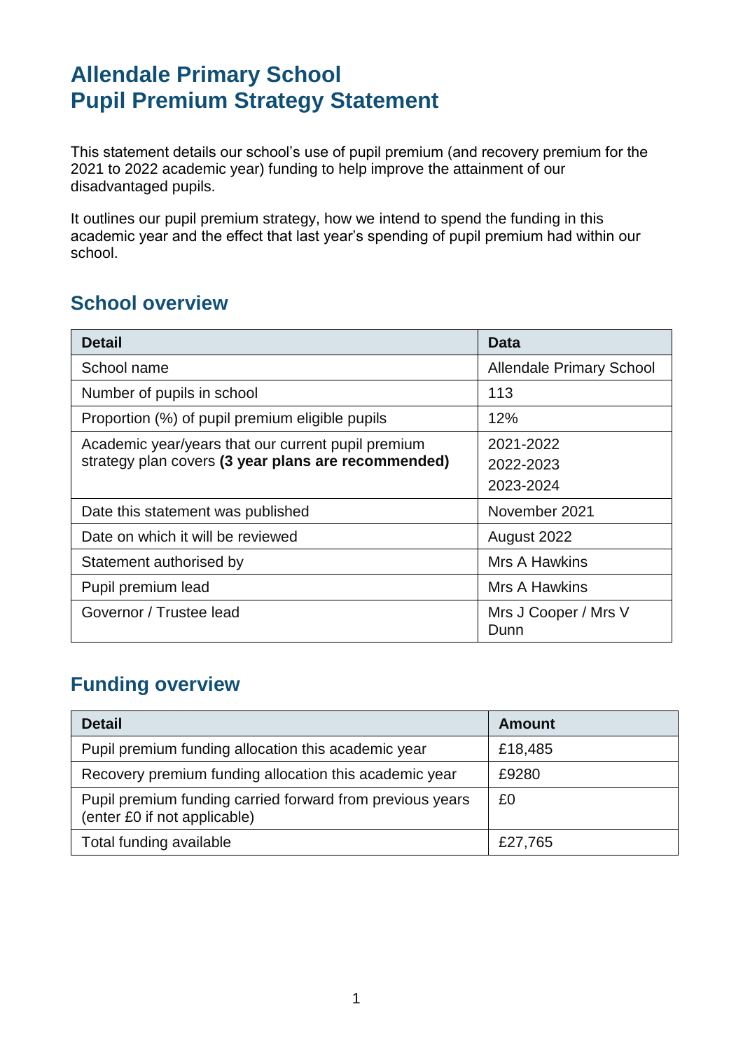# Allendale Primary School
# Pupil Premium Strategy Statement

This statement details our school's use of pupil premium (and recovery premium for the 2021 to 2022 academic year) funding to help improve the attainment of our disadvantaged pupils.

It outlines our pupil premium strategy, how we intend to spend the funding in this academic year and the effect that last year's spending of pupil premium had within our school.

## School overview

| Detail | Data |
|---|---|
| School name | Allendale Primary School |
| Number of pupils in school | 113 |
| Proportion (%) of pupil premium eligible pupils | 12% |
| Academic year/years that our current pupil premium strategy plan covers **(3 year plans are recommended)** | 2021-2022<br>2022-2023<br>2023-2024 |
| Date this statement was published | November 2021 |
| Date on which it will be reviewed | August 2022 |
| Statement authorised by | Mrs A Hawkins |
| Pupil premium lead | Mrs A Hawkins |
| Governor / Trustee lead | Mrs J Cooper / Mrs V Dunn |

## Funding overview

| Detail | Amount |
|---|---|
| Pupil premium funding allocation this academic year | £18,485 |
| Recovery premium funding allocation this academic year | £9280 |
| Pupil premium funding carried forward from previous years (enter £0 if not applicable) | £0 |
| Total funding available | £27,765 |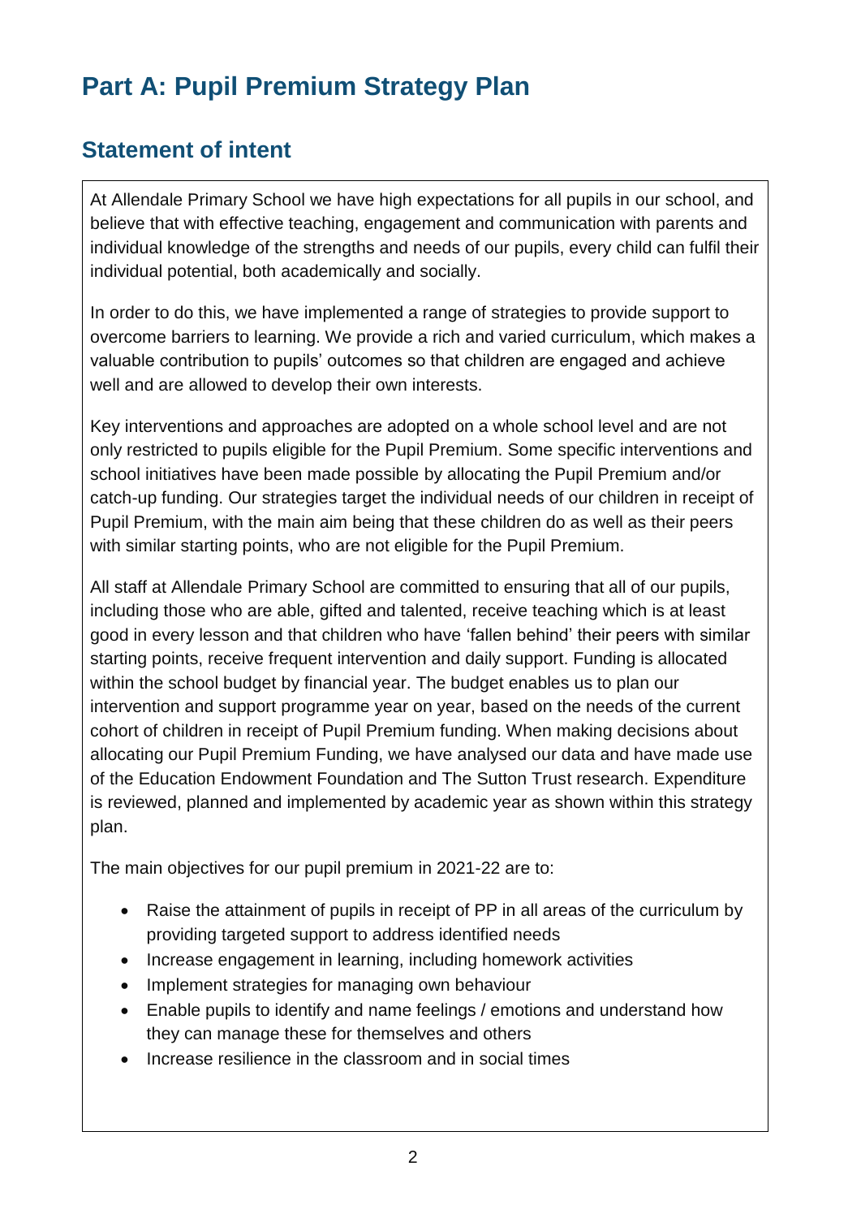# Part A: Pupil Premium Strategy Plan

## Statement of intent

At Allendale Primary School we have high expectations for all pupils in our school, and believe that with effective teaching, engagement and communication with parents and individual knowledge of the strengths and needs of our pupils, every child can fulfil their individual potential, both academically and socially.

In order to do this, we have implemented a range of strategies to provide support to overcome barriers to learning. We provide a rich and varied curriculum, which makes a valuable contribution to pupils' outcomes so that children are engaged and achieve well and are allowed to develop their own interests.

Key interventions and approaches are adopted on a whole school level and are not only restricted to pupils eligible for the Pupil Premium. Some specific interventions and school initiatives have been made possible by allocating the Pupil Premium and/or catch-up funding. Our strategies target the individual needs of our children in receipt of Pupil Premium, with the main aim being that these children do as well as their peers with similar starting points, who are not eligible for the Pupil Premium.

All staff at Allendale Primary School are committed to ensuring that all of our pupils, including those who are able, gifted and talented, receive teaching which is at least good in every lesson and that children who have 'fallen behind' their peers with similar starting points, receive frequent intervention and daily support. Funding is allocated within the school budget by financial year. The budget enables us to plan our intervention and support programme year on year, based on the needs of the current cohort of children in receipt of Pupil Premium funding. When making decisions about allocating our Pupil Premium Funding, we have analysed our data and have made use of the Education Endowment Foundation and The Sutton Trust research. Expenditure is reviewed, planned and implemented by academic year as shown within this strategy plan.

The main objectives for our pupil premium in 2021-22 are to:

- Raise the attainment of pupils in receipt of PP in all areas of the curriculum by providing targeted support to address identified needs
- Increase engagement in learning, including homework activities
- Implement strategies for managing own behaviour
- Enable pupils to identify and name feelings / emotions and understand how they can manage these for themselves and others
- Increase resilience in the classroom and in social times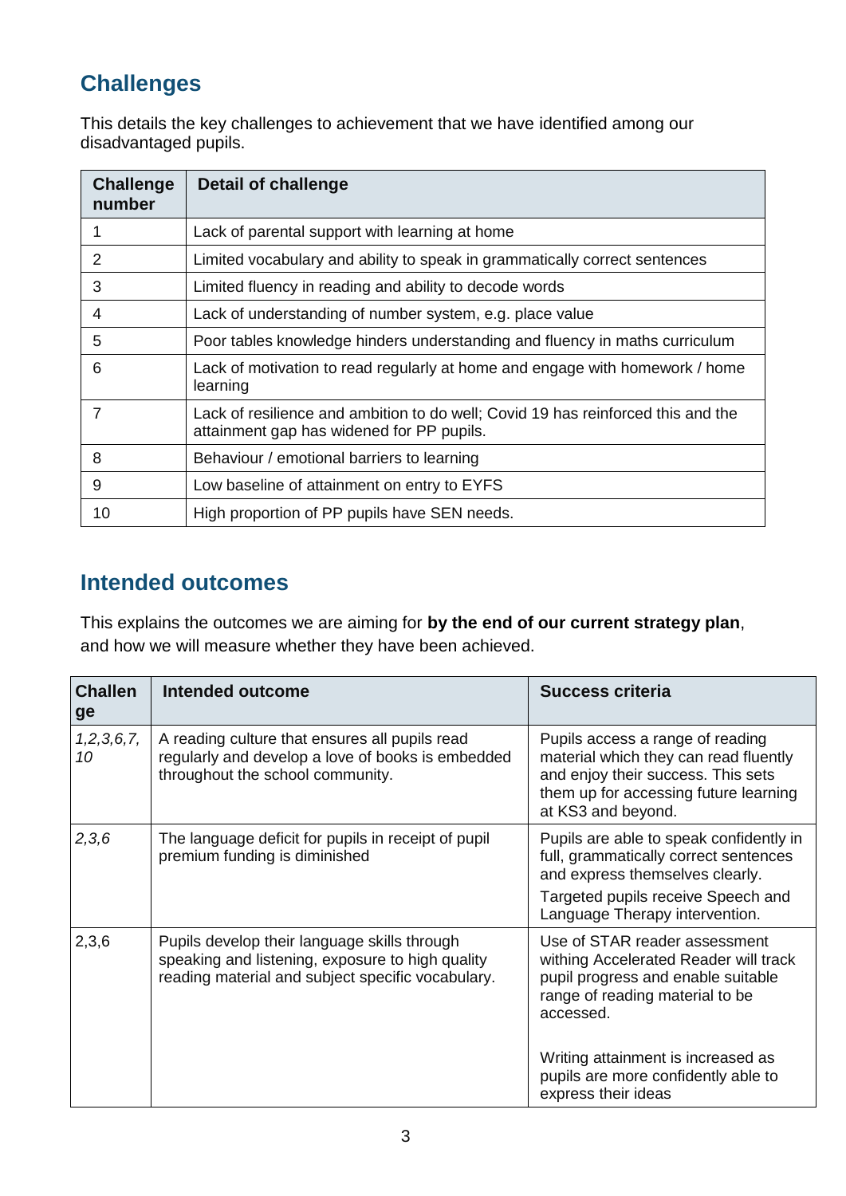## Challenges

This details the key challenges to achievement that we have identified among our disadvantaged pupils.

| Challenge number | Detail of challenge |
|---|---|
| 1 | Lack of parental support with learning at home |
| 2 | Limited vocabulary and ability to speak in grammatically correct sentences |
| 3 | Limited fluency in reading and ability to decode words |
| 4 | Lack of understanding of number system, e.g. place value |
| 5 | Poor tables knowledge hinders understanding and fluency in maths curriculum |
| 6 | Lack of motivation to read regularly at home and engage with homework / home learning |
| 7 | Lack of resilience and ambition to do well; Covid 19 has reinforced this and the attainment gap has widened for PP pupils. |
| 8 | Behaviour / emotional barriers to learning |
| 9 | Low baseline of attainment on entry to EYFS |
| 10 | High proportion of PP pupils have SEN needs. |

## Intended outcomes

This explains the outcomes we are aiming for **by the end of our current strategy plan**, and how we will measure whether they have been achieved.

| Challenge | Intended outcome | Success criteria |
|---|---|---|
| *1,2,3,6,7, 10* | A reading culture that ensures all pupils read regularly and develop a love of books is embedded throughout the school community. | Pupils access a range of reading material which they can read fluently and enjoy their success. This sets them up for accessing future learning at KS3 and beyond. |
| *2,3,6* | The language deficit for pupils in receipt of pupil premium funding is diminished | Pupils are able to speak confidently in full, grammatically correct sentences and express themselves clearly.<br><br>Targeted pupils receive Speech and Language Therapy intervention. |
| 2,3,6 | Pupils develop their language skills through speaking and listening, exposure to high quality reading material and subject specific vocabulary. | Use of STAR reader assessment withing Accelerated Reader will track pupil progress and enable suitable range of reading material to be accessed.<br><br>Writing attainment is increased as pupils are more confidently able to express their ideas |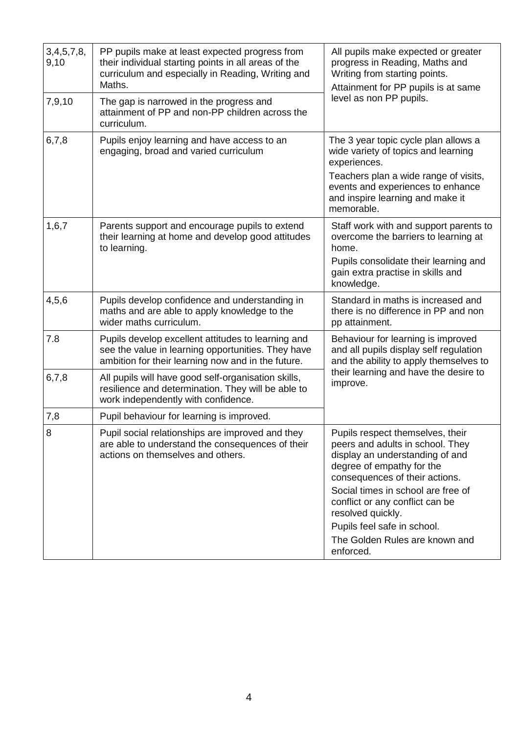| | | |
|---|---|---|
| 3,4,5,7,8, 9,10 | PP pupils make at least expected progress from their individual starting points in all areas of the curriculum and especially in Reading, Writing and Maths. | All pupils make expected or greater progress in Reading, Maths and Writing from starting points. Attainment for PP pupils is at same level as non PP pupils. |
| 7,9,10 | The gap is narrowed in the progress and attainment of PP and non-PP children across the curriculum. | |
| 6,7,8 | Pupils enjoy learning and have access to an engaging, broad and varied curriculum | The 3 year topic cycle plan allows a wide variety of topics and learning experiences. Teachers plan a wide range of visits, events and experiences to enhance and inspire learning and make it memorable. |
| 1,6,7 | Parents support and encourage pupils to extend their learning at home and develop good attitudes to learning. | Staff work with and support parents to overcome the barriers to learning at home. Pupils consolidate their learning and gain extra practise in skills and knowledge. |
| 4,5,6 | Pupils develop confidence and understanding in maths and are able to apply knowledge to the wider maths curriculum. | Standard in maths is increased and there is no difference in PP and non pp attainment. |
| 7.8 | Pupils develop excellent attitudes to learning and see the value in learning opportunities. They have ambition for their learning now and in the future. | Behaviour for learning is improved and all pupils display self regulation and the ability to apply themselves to their learning and have the desire to improve. |
| 6,7,8 | All pupils will have good self-organisation skills, resilience and determination. They will be able to work independently with confidence. | |
| 7,8 | Pupil behaviour for learning is improved. | |
| 8 | Pupil social relationships are improved and they are able to understand the consequences of their actions on themselves and others. | Pupils respect themselves, their peers and adults in school. They display an understanding of and degree of empathy for the consequences of their actions. Social times in school are free of conflict or any conflict can be resolved quickly. Pupils feel safe in school. The Golden Rules are known and enforced. |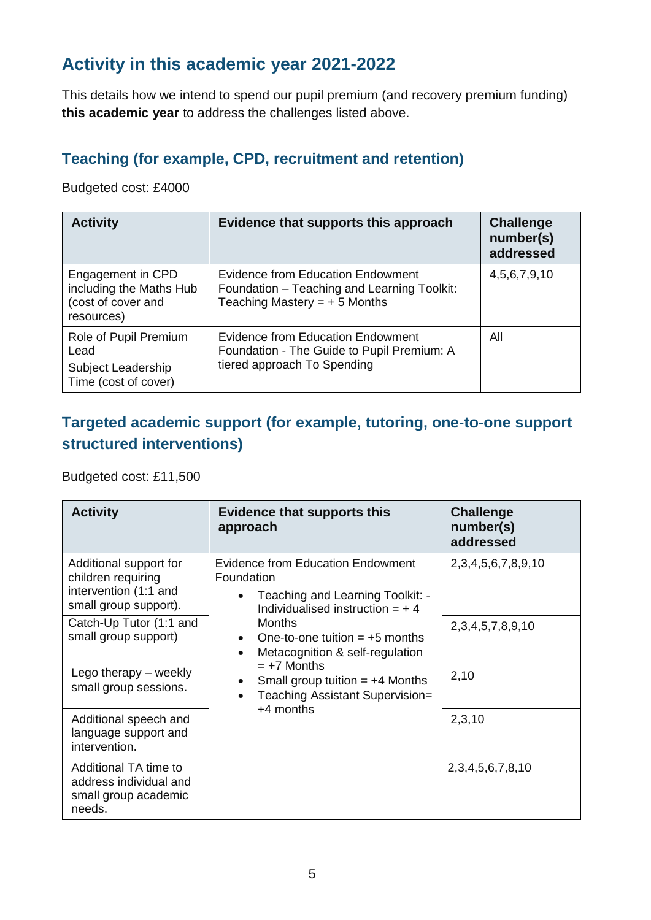## Activity in this academic year 2021-2022

This details how we intend to spend our pupil premium (and recovery premium funding) **this academic year** to address the challenges listed above.

### Teaching (for example, CPD, recruitment and retention)

Budgeted cost: £4000

| Activity | Evidence that supports this approach | Challenge number(s) addressed |
|---|---|---|
| Engagement in CPD including the Maths Hub (cost of cover and resources) | Evidence from Education Endowment Foundation – Teaching and Learning Toolkit: Teaching Mastery = + 5 Months | 4,5,6,7,9,10 |
| Role of Pupil Premium Lead<br>Subject Leadership Time (cost of cover) | Evidence from Education Endowment Foundation - The Guide to Pupil Premium: A tiered approach To Spending | All |

### Targeted academic support (for example, tutoring, one-to-one support structured interventions)

Budgeted cost: £11,500

| Activity | Evidence that supports this approach | Challenge number(s) addressed |
|---|---|---|
| Additional support for children requiring intervention (1:1 and small group support). | Evidence from Education Endowment Foundation<br>• Teaching and Learning Toolkit: - Individualised instruction = + 4 Months<br>• One-to-one tuition = +5 months<br>• Metacognition & self-regulation = +7 Months<br>• Small group tuition = +4 Months<br>• Teaching Assistant Supervision= +4 months | 2,3,4,5,6,7,8,9,10 |
| Catch-Up Tutor (1:1 and small group support) | | 2,3,4,5,7,8,9,10 |
| Lego therapy – weekly small group sessions. | | 2,10 |
| Additional speech and language support and intervention. | | 2,3,10 |
| Additional TA time to address individual and small group academic needs. | | 2,3,4,5,6,7,8,10 |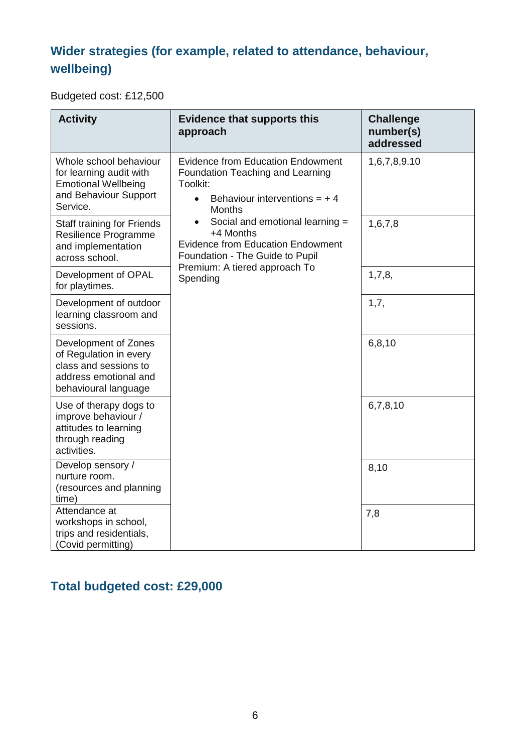## Wider strategies (for example, related to attendance, behaviour, wellbeing)

Budgeted cost: £12,500

| Activity | Evidence that supports this approach | Challenge number(s) addressed |
|---|---|---|
| Whole school behaviour for learning audit with Emotional Wellbeing and Behaviour Support Service. | Evidence from Education Endowment Foundation Teaching and Learning Toolkit:<br>• Behaviour interventions = + 4 Months<br>• Social and emotional learning = +4 Months<br>Evidence from Education Endowment Foundation - The Guide to Pupil Premium: A tiered approach To Spending | 1,6,7,8,9.10 |
| Staff training for Friends Resilience Programme and implementation across school. | | 1,6,7,8 |
| Development of OPAL for playtimes. | | 1,7,8, |
| Development of outdoor learning classroom and sessions. | | 1,7, |
| Development of Zones of Regulation in every class and sessions to address emotional and behavioural language | | 6,8,10 |
| Use of therapy dogs to improve behaviour / attitudes to learning through reading activities. | | 6,7,8,10 |
| Develop sensory / nurture room. (resources and planning time) | | 8,10 |
| Attendance at workshops in school, trips and residentials, (Covid permitting) | | 7,8 |

## Total budgeted cost: £29,000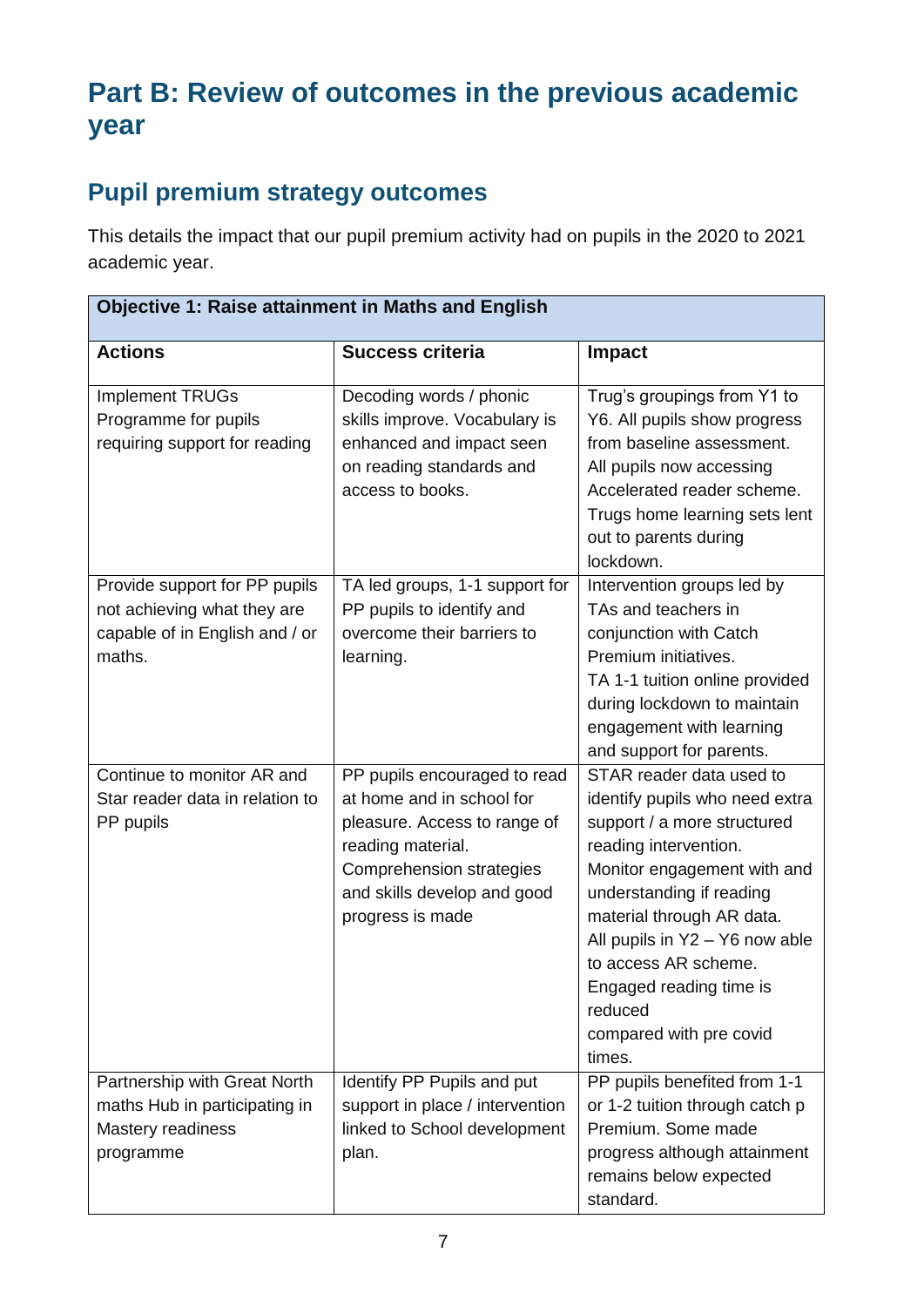# Part B: Review of outcomes in the previous academic year

## Pupil premium strategy outcomes

This details the impact that our pupil premium activity had on pupils in the 2020 to 2021 academic year.

| **Objective 1: Raise attainment in Maths and English** | | |
|---|---|---|
| **Actions** | **Success criteria** | **Impact** |
| Implement TRUGs Programme for pupils requiring support for reading | Decoding words / phonic skills improve. Vocabulary is enhanced and impact seen on reading standards and access to books. | Trug's groupings from Y1 to Y6. All pupils show progress from baseline assessment. All pupils now accessing Accelerated reader scheme. Trugs home learning sets lent out to parents during lockdown. |
| Provide support for PP pupils not achieving what they are capable of in English and / or maths. | TA led groups, 1-1 support for PP pupils to identify and overcome their barriers to learning. | Intervention groups led by TAs and teachers in conjunction with Catch Premium initiatives. TA 1-1 tuition online provided during lockdown to maintain engagement with learning and support for parents. |
| Continue to monitor AR and Star reader data in relation to PP pupils | PP pupils encouraged to read at home and in school for pleasure. Access to range of reading material. Comprehension strategies and skills develop and good progress is made | STAR reader data used to identify pupils who need extra support / a more structured reading intervention. Monitor engagement with and understanding if reading material through AR data. All pupils in Y2 – Y6 now able to access AR scheme. Engaged reading time is reduced compared with pre covid times. |
| Partnership with Great North maths Hub in participating in Mastery readiness programme | Identify PP Pupils and put support in place / intervention linked to School development plan. | PP pupils benefited from 1-1 or 1-2 tuition through catch p Premium. Some made progress although attainment remains below expected standard. |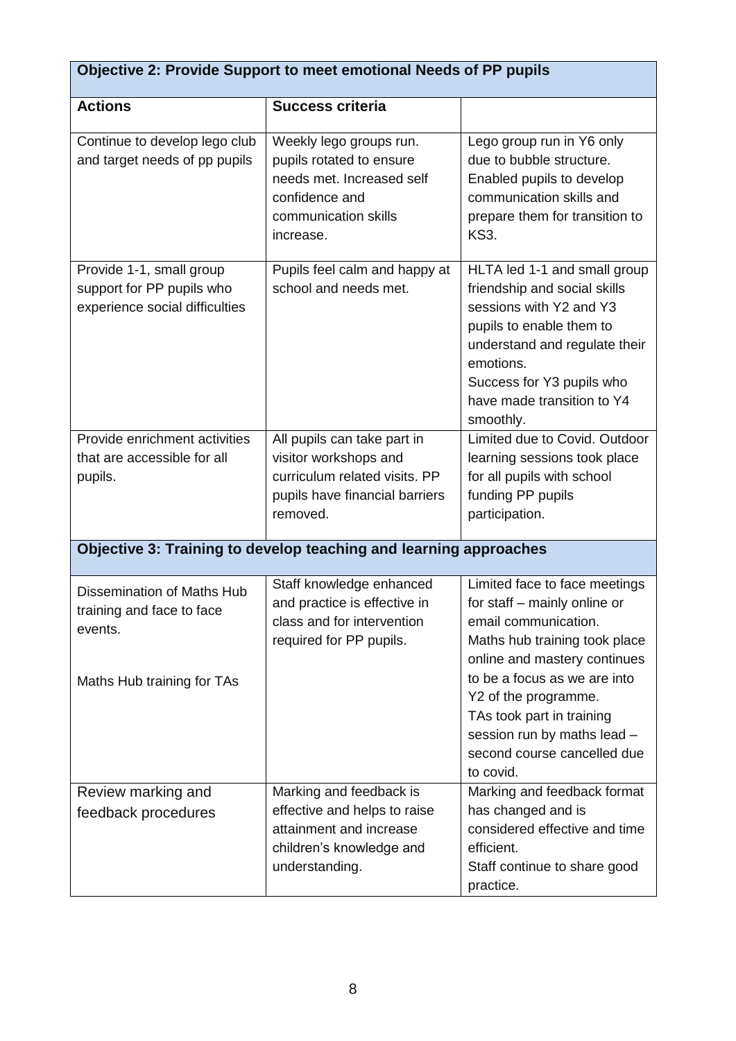| Objective 2: Provide Support to meet emotional Needs of PP pupils | | |
|---|---|---|
| **Actions** | **Success criteria** | |
| Continue to develop lego club and target needs of pp pupils | Weekly lego groups run. pupils rotated to ensure needs met. Increased self confidence and communication skills increase. | Lego group run in Y6 only due to bubble structure. Enabled pupils to develop communication skills and prepare them for transition to KS3. |
| Provide 1-1, small group support for PP pupils who experience social difficulties | Pupils feel calm and happy at school and needs met. | HLTA led 1-1 and small group friendship and social skills sessions with Y2 and Y3 pupils to enable them to understand and regulate their emotions.<br>Success for Y3 pupils who have made transition to Y4 smoothly. |
| Provide enrichment activities that are accessible for all pupils. | All pupils can take part in visitor workshops and curriculum related visits. PP pupils have financial barriers removed. | Limited due to Covid. Outdoor learning sessions took place for all pupils with school funding PP pupils participation. |
| **Objective 3: Training to develop teaching and learning approaches** | | |
| Dissemination of Maths Hub training and face to face events.<br><br>Maths Hub training for TAs | Staff knowledge enhanced and practice is effective in class and for intervention required for PP pupils. | Limited face to face meetings for staff – mainly online or email communication.<br>Maths hub training took place online and mastery continues to be a focus as we are into Y2 of the programme.<br>TAs took part in training session run by maths lead – second course cancelled due to covid. |
| Review marking and feedback procedures | Marking and feedback is effective and helps to raise attainment and increase children's knowledge and understanding. | Marking and feedback format has changed and is considered effective and time efficient.<br>Staff continue to share good practice. |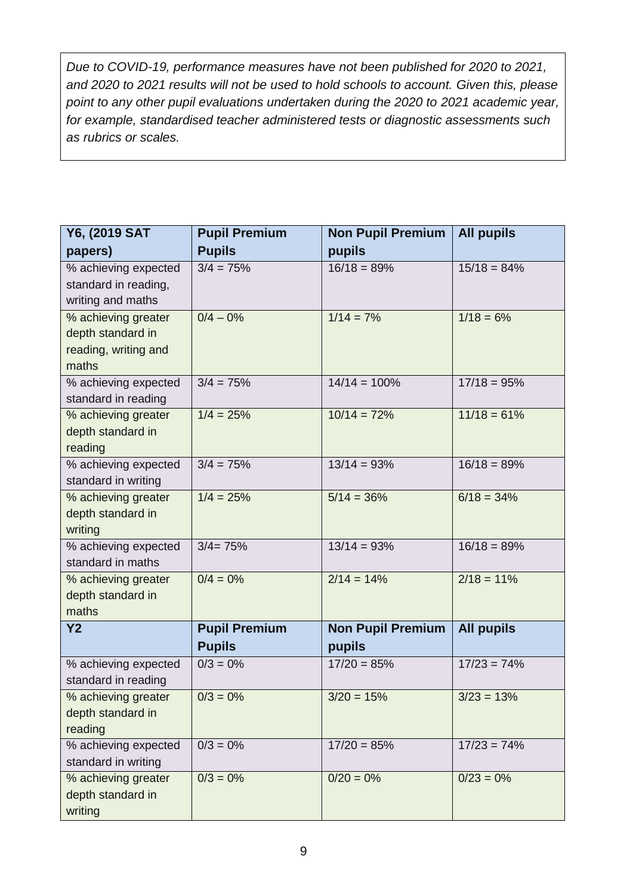*Due to COVID-19, performance measures have not been published for 2020 to 2021, and 2020 to 2021 results will not be used to hold schools to account. Given this, please point to any other pupil evaluations undertaken during the 2020 to 2021 academic year, for example, standardised teacher administered tests or diagnostic assessments such as rubrics or scales.*

| **Y6, (2019 SAT papers)** | **Pupil Premium Pupils** | **Non Pupil Premium pupils** | **All pupils** |
|---|---|---|---|
| % achieving expected standard in reading, writing and maths | 3/4 = 75% | 16/18 = 89% | 15/18 = 84% |
| % achieving greater depth standard in reading, writing and maths | 0/4 – 0% | 1/14 = 7% | 1/18 = 6% |
| % achieving expected standard in reading | 3/4 = 75% | 14/14 = 100% | 17/18 = 95% |
| % achieving greater depth standard in reading | 1/4 = 25% | 10/14 = 72% | 11/18 = 61% |
| % achieving expected standard in writing | 3/4 = 75% | 13/14 = 93% | 16/18 = 89% |
| % achieving greater depth standard in writing | 1/4 = 25% | 5/14 = 36% | 6/18 = 34% |
| % achieving expected standard in maths | 3/4= 75% | 13/14 = 93% | 16/18 = 89% |
| % achieving greater depth standard in maths | 0/4 = 0% | 2/14 = 14% | 2/18 = 11% |
| **Y2** | **Pupil Premium Pupils** | **Non Pupil Premium pupils** | **All pupils** |
| % achieving expected standard in reading | 0/3 = 0% | 17/20 = 85% | 17/23 = 74% |
| % achieving greater depth standard in reading | 0/3 = 0% | 3/20 = 15% | 3/23 = 13% |
| % achieving expected standard in writing | 0/3 = 0% | 17/20 = 85% | 17/23 = 74% |
| % achieving greater depth standard in writing | 0/3 = 0% | 0/20 = 0% | 0/23 = 0% |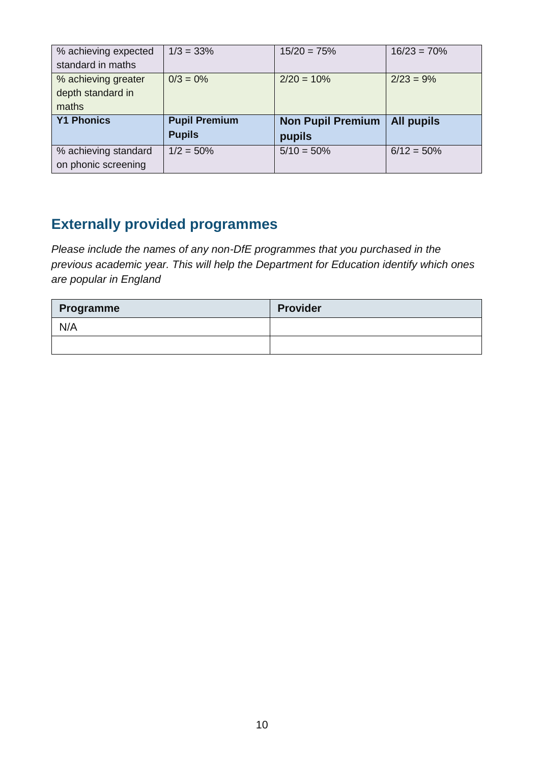| | | | |
|---|---|---|---|
| % achieving expected standard in maths | 1/3 = 33% | 15/20 = 75% | 16/23 = 70% |
| % achieving greater depth standard in maths | 0/3 = 0% | 2/20 = 10% | 2/23 = 9% |
| **Y1 Phonics** | **Pupil Premium Pupils** | **Non Pupil Premium pupils** | **All pupils** |
| % achieving standard on phonic screening | 1/2 = 50% | 5/10 = 50% | 6/12 = 50% |

## Externally provided programmes

*Please include the names of any non-DfE programmes that you purchased in the previous academic year. This will help the Department for Education identify which ones are popular in England*

| Programme | Provider |
|---|---|
| N/A | |
| | |